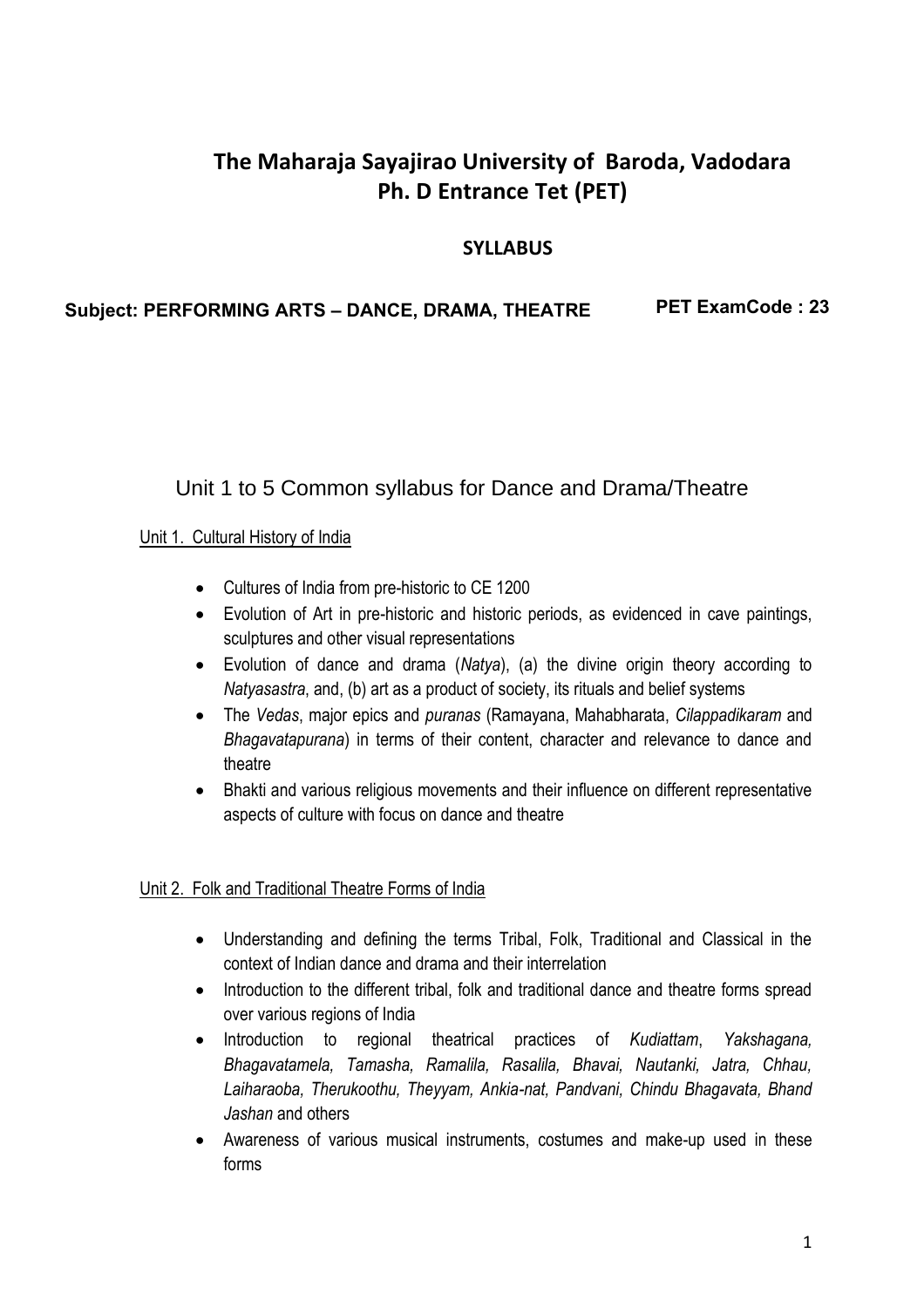# The Maharaja Sayajirao University of Baroda, Vadodara
# Ph. D Entrance Tet (PET)

## SYLLABUS

**Subject: PERFORMING ARTS – DANCE, DRAMA, THEATRE** **PET ExamCode : 23**

## Unit 1 to 5 Common syllabus for Dance and Drama/Theatre

### Unit 1. Cultural History of India

- Cultures of India from pre-historic to CE 1200
- Evolution of Art in pre-historic and historic periods, as evidenced in cave paintings, sculptures and other visual representations
- Evolution of dance and drama (*Natya*), (a) the divine origin theory according to *Natyasastra*, and, (b) art as a product of society, its rituals and belief systems
- The *Vedas*, major epics and *puranas* (Ramayana, Mahabharata, *Cilappadikaram* and *Bhagavatapurana*) in terms of their content, character and relevance to dance and theatre
- Bhakti and various religious movements and their influence on different representative aspects of culture with focus on dance and theatre

### Unit 2. Folk and Traditional Theatre Forms of India

- Understanding and defining the terms Tribal, Folk, Traditional and Classical in the context of Indian dance and drama and their interrelation
- Introduction to the different tribal, folk and traditional dance and theatre forms spread over various regions of India
- Introduction to regional theatrical practices of *Kudiattam*, *Yakshagana, Bhagavatamela, Tamasha, Ramalila, Rasalila, Bhavai, Nautanki, Jatra, Chhau, Laiharaoba, Therukoothu, Theyyam, Ankia-nat, Pandvani, Chindu Bhagavata, Bhand Jashan* and others
- Awareness of various musical instruments, costumes and make-up used in these forms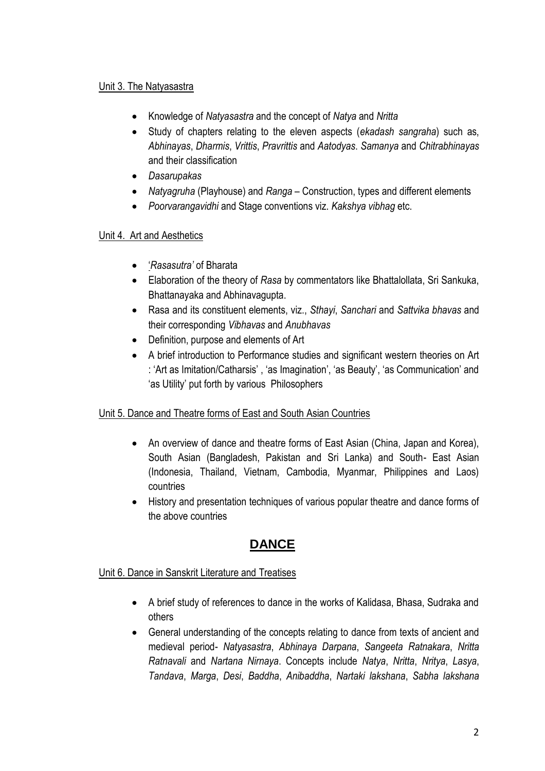Unit 3. The Natyasastra

- Knowledge of *Natyasastra* and the concept of *Natya* and *Nritta*
- Study of chapters relating to the eleven aspects (*ekadash sangraha*) such as, *Abhinayas*, *Dharmis*, *Vrittis*, *Pravrittis* and *Aatodyas*. *Samanya* and *Chitrabhinayas* and their classification
- *Dasarupakas*
- *Natyagruha* (Playhouse) and *Ranga* – Construction, types and different elements
- *Poorvarangavidhi* and Stage conventions viz. *Kakshya vibhag* etc.

Unit 4. Art and Aesthetics

- '*Rasasutra'* of Bharata
- Elaboration of the theory of *Rasa* by commentators like Bhattalollata, Sri Sankuka, Bhattanayaka and Abhinavagupta.
- Rasa and its constituent elements, viz., *Sthayi*, *Sanchari* and *Sattvika bhavas* and their corresponding *Vibhavas* and *Anubhavas*
- Definition, purpose and elements of Art
- A brief introduction to Performance studies and significant western theories on Art : 'Art as Imitation/Catharsis' , 'as Imagination', 'as Beauty', 'as Communication' and 'as Utility' put forth by various Philosophers

Unit 5. Dance and Theatre forms of East and South Asian Countries

- An overview of dance and theatre forms of East Asian (China, Japan and Korea), South Asian (Bangladesh, Pakistan and Sri Lanka) and South- East Asian (Indonesia, Thailand, Vietnam, Cambodia, Myanmar, Philippines and Laos) countries
- History and presentation techniques of various popular theatre and dance forms of the above countries

# DANCE

Unit 6. Dance in Sanskrit Literature and Treatises

- A brief study of references to dance in the works of Kalidasa, Bhasa, Sudraka and others
- General understanding of the concepts relating to dance from texts of ancient and medieval period- *Natyasastra*, *Abhinaya Darpana*, *Sangeeta Ratnakara*, *Nritta Ratnavali* and *Nartana Nirnaya*. Concepts include *Natya*, *Nritta*, *Nritya*, *Lasya*, *Tandava*, *Marga*, *Desi*, *Baddha*, *Anibaddha*, *Nartaki lakshana*, *Sabha lakshana*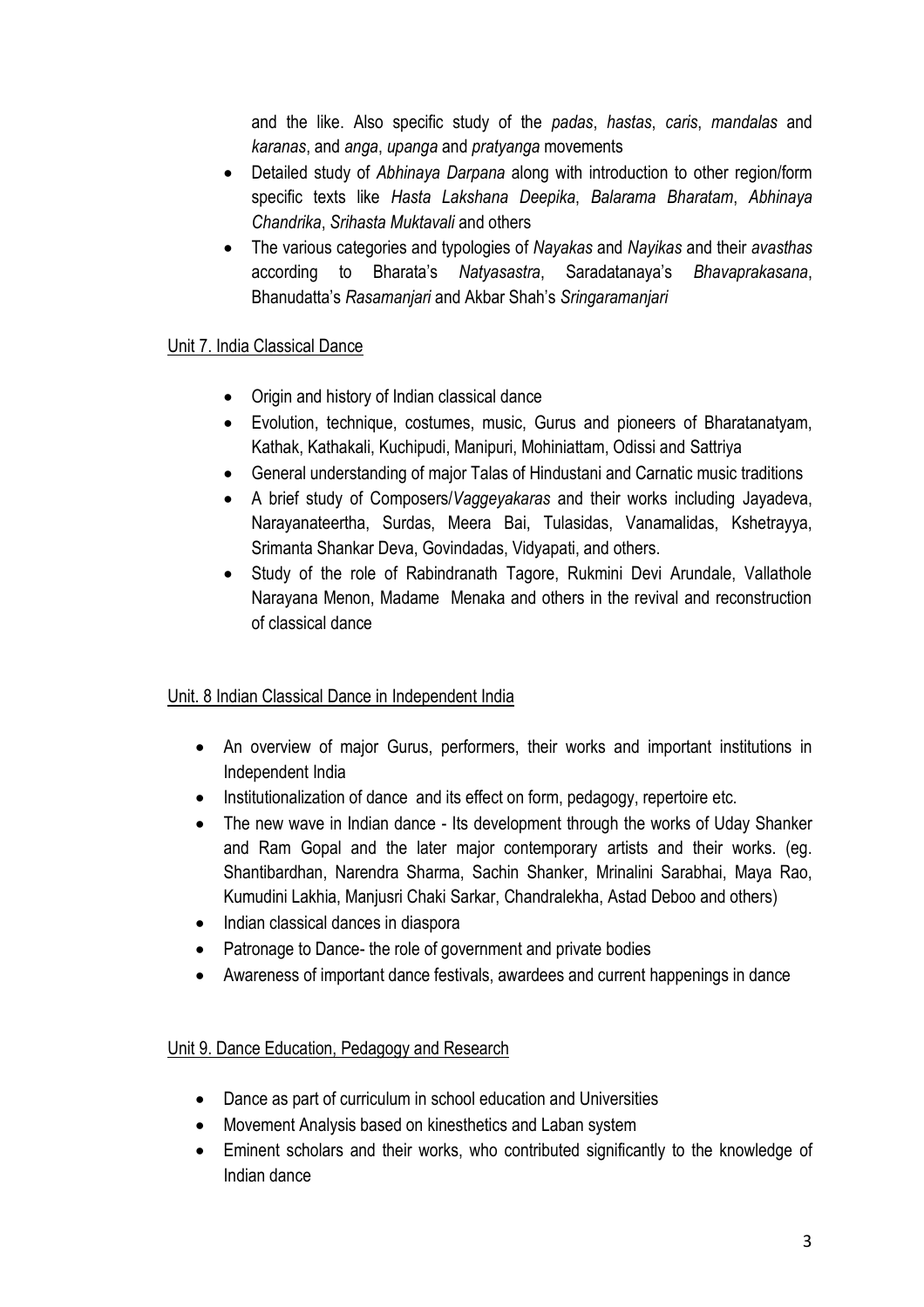and the like. Also specific study of the *padas*, *hastas*, *caris*, *mandalas* and *karanas*, and *anga*, *upanga* and *pratyanga* movements

- Detailed study of *Abhinaya Darpana* along with introduction to other region/form specific texts like *Hasta Lakshana Deepika*, *Balarama Bharatam*, *Abhinaya Chandrika*, *Srihasta Muktavali* and others
- The various categories and typologies of *Nayakas* and *Nayikas* and their *avasthas* according to Bharata's *Natyasastra*, Saradatanaya's *Bhavaprakasana*, Bhanudatta's *Rasamanjari* and Akbar Shah's *Sringaramanjari*

Unit 7. India Classical Dance

- Origin and history of Indian classical dance
- Evolution, technique, costumes, music, Gurus and pioneers of Bharatanatyam, Kathak, Kathakali, Kuchipudi, Manipuri, Mohiniattam, Odissi and Sattriya
- General understanding of major Talas of Hindustani and Carnatic music traditions
- A brief study of Composers/*Vaggeyakaras* and their works including Jayadeva, Narayanateertha, Surdas, Meera Bai, Tulasidas, Vanamalidas, Kshetrayya, Srimanta Shankar Deva, Govindadas, Vidyapati, and others.
- Study of the role of Rabindranath Tagore, Rukmini Devi Arundale, Vallathole Narayana Menon, Madame Menaka and others in the revival and reconstruction of classical dance

Unit. 8 Indian Classical Dance in Independent India

- An overview of major Gurus, performers, their works and important institutions in Independent India
- Institutionalization of dance and its effect on form, pedagogy, repertoire etc.
- The new wave in Indian dance - Its development through the works of Uday Shanker and Ram Gopal and the later major contemporary artists and their works. (eg. Shantibardhan, Narendra Sharma, Sachin Shanker, Mrinalini Sarabhai, Maya Rao, Kumudini Lakhia, Manjusri Chaki Sarkar, Chandralekha, Astad Deboo and others)
- Indian classical dances in diaspora
- Patronage to Dance- the role of government and private bodies
- Awareness of important dance festivals, awardees and current happenings in dance

Unit 9. Dance Education, Pedagogy and Research

- Dance as part of curriculum in school education and Universities
- Movement Analysis based on kinesthetics and Laban system
- Eminent scholars and their works, who contributed significantly to the knowledge of Indian dance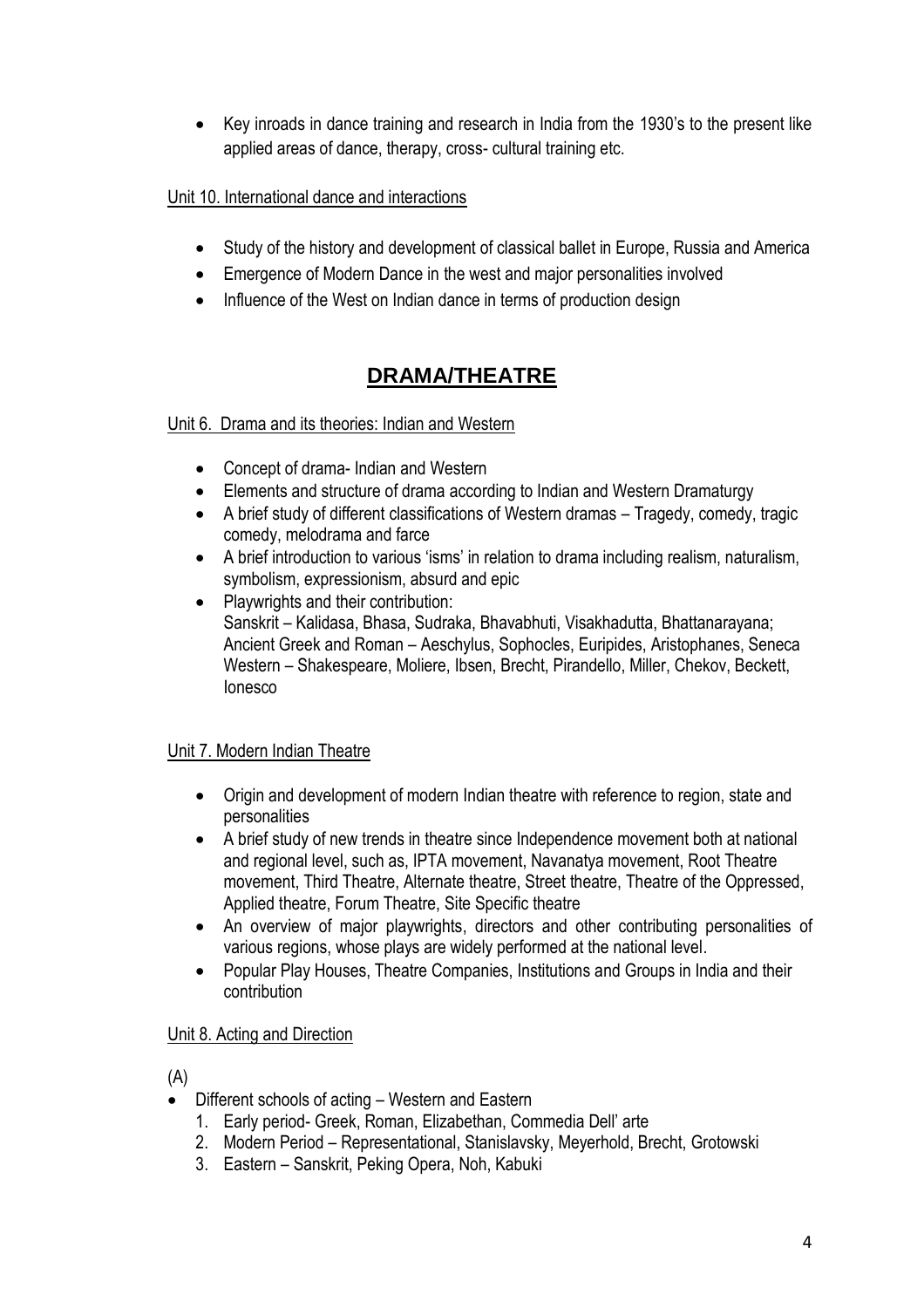- Key inroads in dance training and research in India from the 1930's to the present like applied areas of dance, therapy, cross- cultural training etc.

Unit 10. International dance and interactions

- Study of the history and development of classical ballet in Europe, Russia and America
- Emergence of Modern Dance in the west and major personalities involved
- Influence of the West on Indian dance in terms of production design

## DRAMA/THEATRE

Unit 6. Drama and its theories: Indian and Western

- Concept of drama- Indian and Western
- Elements and structure of drama according to Indian and Western Dramaturgy
- A brief study of different classifications of Western dramas – Tragedy, comedy, tragic comedy, melodrama and farce
- A brief introduction to various 'isms' in relation to drama including realism, naturalism, symbolism, expressionism, absurd and epic
- Playwrights and their contribution:
  Sanskrit – Kalidasa, Bhasa, Sudraka, Bhavabhuti, Visakhadutta, Bhattanarayana;
  Ancient Greek and Roman – Aeschylus, Sophocles, Euripides, Aristophanes, Seneca
  Western – Shakespeare, Moliere, Ibsen, Brecht, Pirandello, Miller, Chekov, Beckett, Ionesco

Unit 7. Modern Indian Theatre

- Origin and development of modern Indian theatre with reference to region, state and personalities
- A brief study of new trends in theatre since Independence movement both at national and regional level, such as, IPTA movement, Navanatya movement, Root Theatre movement, Third Theatre, Alternate theatre, Street theatre, Theatre of the Oppressed, Applied theatre, Forum Theatre, Site Specific theatre
- An overview of major playwrights, directors and other contributing personalities of various regions, whose plays are widely performed at the national level.
- Popular Play Houses, Theatre Companies, Institutions and Groups in India and their contribution

Unit 8. Acting and Direction

(A)

- Different schools of acting – Western and Eastern
  1. Early period- Greek, Roman, Elizabethan, Commedia Dell' arte
  2. Modern Period – Representational, Stanislavsky, Meyerhold, Brecht, Grotowski
  3. Eastern – Sanskrit, Peking Opera, Noh, Kabuki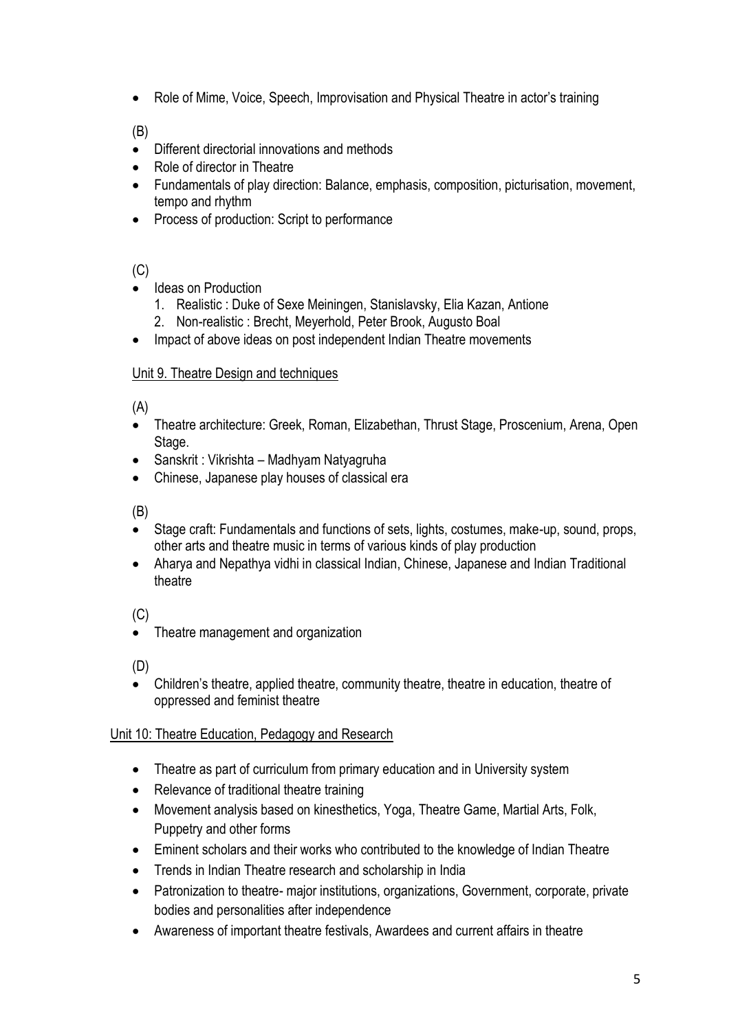- Role of Mime, Voice, Speech, Improvisation and Physical Theatre in actor's training

(B)

- Different directorial innovations and methods
- Role of director in Theatre
- Fundamentals of play direction: Balance, emphasis, composition, picturisation, movement, tempo and rhythm
- Process of production: Script to performance

(C)

- Ideas on Production
  1. Realistic : Duke of Sexe Meiningen, Stanislavsky, Elia Kazan, Antione
  2. Non-realistic : Brecht, Meyerhold, Peter Brook, Augusto Boal
- Impact of above ideas on post independent Indian Theatre movements

## Unit 9. Theatre Design and techniques

(A)

- Theatre architecture: Greek, Roman, Elizabethan, Thrust Stage, Proscenium, Arena, Open Stage.
- Sanskrit : Vikrishta – Madhyam Natyagruha
- Chinese, Japanese play houses of classical era

(B)

- Stage craft: Fundamentals and functions of sets, lights, costumes, make-up, sound, props, other arts and theatre music in terms of various kinds of play production
- Aharya and Nepathya vidhi in classical Indian, Chinese, Japanese and Indian Traditional theatre

(C)

- Theatre management and organization

(D)

- Children's theatre, applied theatre, community theatre, theatre in education, theatre of oppressed and feminist theatre

## Unit 10: Theatre Education, Pedagogy and Research

- Theatre as part of curriculum from primary education and in University system
- Relevance of traditional theatre training
- Movement analysis based on kinesthetics, Yoga, Theatre Game, Martial Arts, Folk, Puppetry and other forms
- Eminent scholars and their works who contributed to the knowledge of Indian Theatre
- Trends in Indian Theatre research and scholarship in India
- Patronization to theatre- major institutions, organizations, Government, corporate, private bodies and personalities after independence
- Awareness of important theatre festivals, Awardees and current affairs in theatre